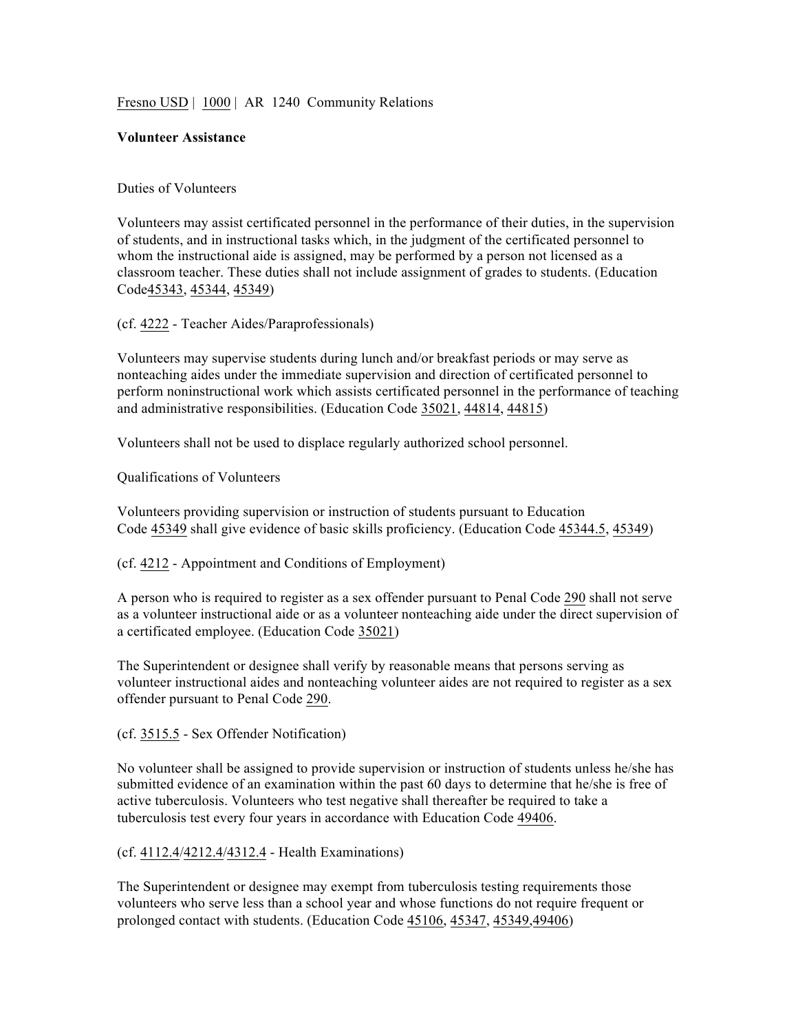Fresno USD | 1000 | AR 1240 Community Relations

**Volunteer Assistance**

Duties of Volunteers

Volunteers may assist certificated personnel in the performance of their duties, in the supervision of students, and in instructional tasks which, in the judgment of the certificated personnel to whom the instructional aide is assigned, may be performed by a person not licensed as a classroom teacher. These duties shall not include assignment of grades to students. (Education Code45343, 45344, 45349)

(cf. 4222 - Teacher Aides/Paraprofessionals)

Volunteers may supervise students during lunch and/or breakfast periods or may serve as nonteaching aides under the immediate supervision and direction of certificated personnel to perform noninstructional work which assists certificated personnel in the performance of teaching and administrative responsibilities. (Education Code 35021, 44814, 44815)

Volunteers shall not be used to displace regularly authorized school personnel.

Qualifications of Volunteers

Volunteers providing supervision or instruction of students pursuant to Education Code 45349 shall give evidence of basic skills proficiency. (Education Code 45344.5, 45349)

(cf. 4212 - Appointment and Conditions of Employment)

A person who is required to register as a sex offender pursuant to Penal Code 290 shall not serve as a volunteer instructional aide or as a volunteer nonteaching aide under the direct supervision of a certificated employee. (Education Code 35021)

The Superintendent or designee shall verify by reasonable means that persons serving as volunteer instructional aides and nonteaching volunteer aides are not required to register as a sex offender pursuant to Penal Code 290.

(cf. 3515.5 - Sex Offender Notification)

No volunteer shall be assigned to provide supervision or instruction of students unless he/she has submitted evidence of an examination within the past 60 days to determine that he/she is free of active tuberculosis. Volunteers who test negative shall thereafter be required to take a tuberculosis test every four years in accordance with Education Code 49406.

(cf. 4112.4/4212.4/4312.4 - Health Examinations)

The Superintendent or designee may exempt from tuberculosis testing requirements those volunteers who serve less than a school year and whose functions do not require frequent or prolonged contact with students. (Education Code 45106, 45347, 45349,49406)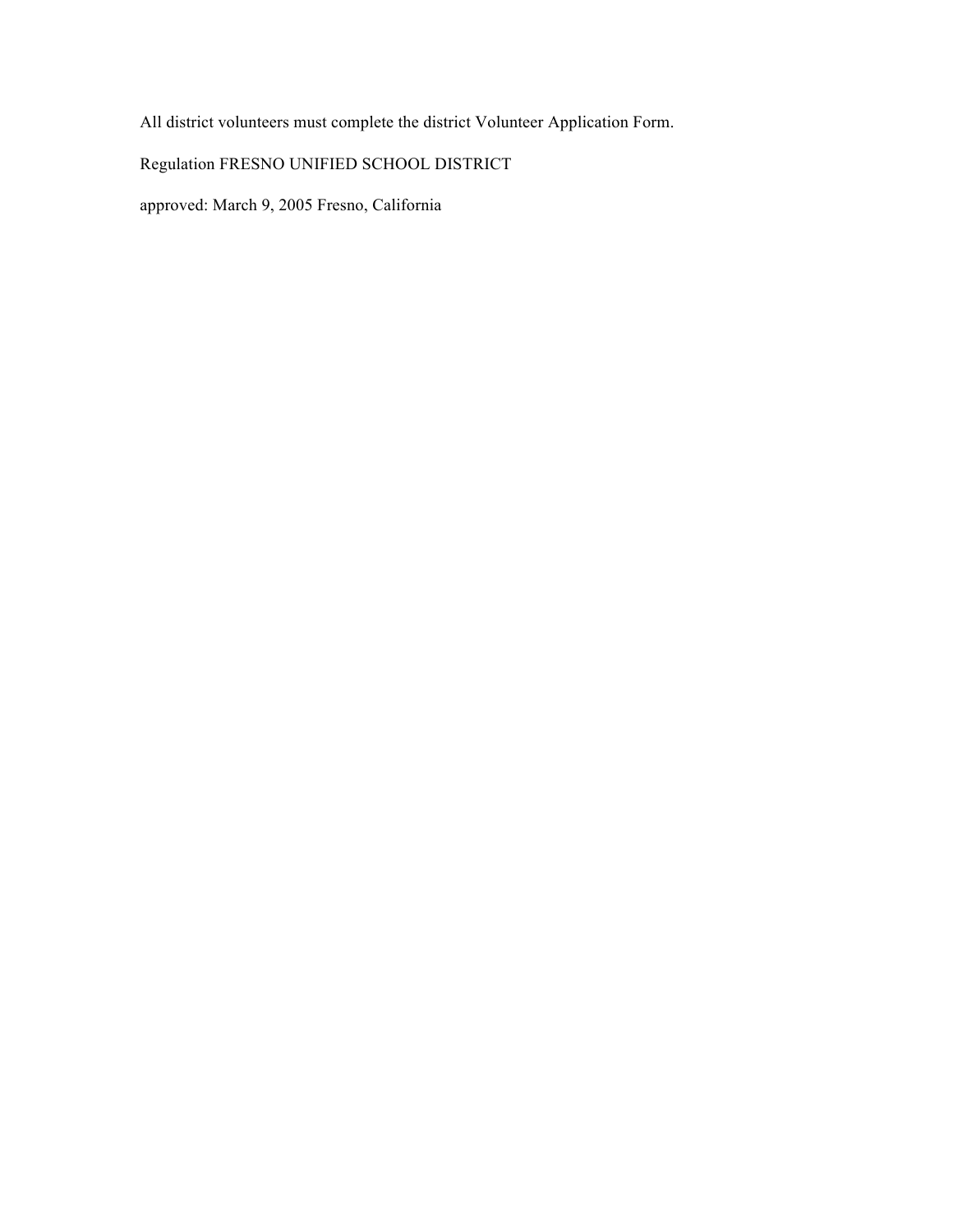All district volunteers must complete the district Volunteer Application Form.

Regulation FRESNO UNIFIED SCHOOL DISTRICT

approved: March 9, 2005 Fresno, California